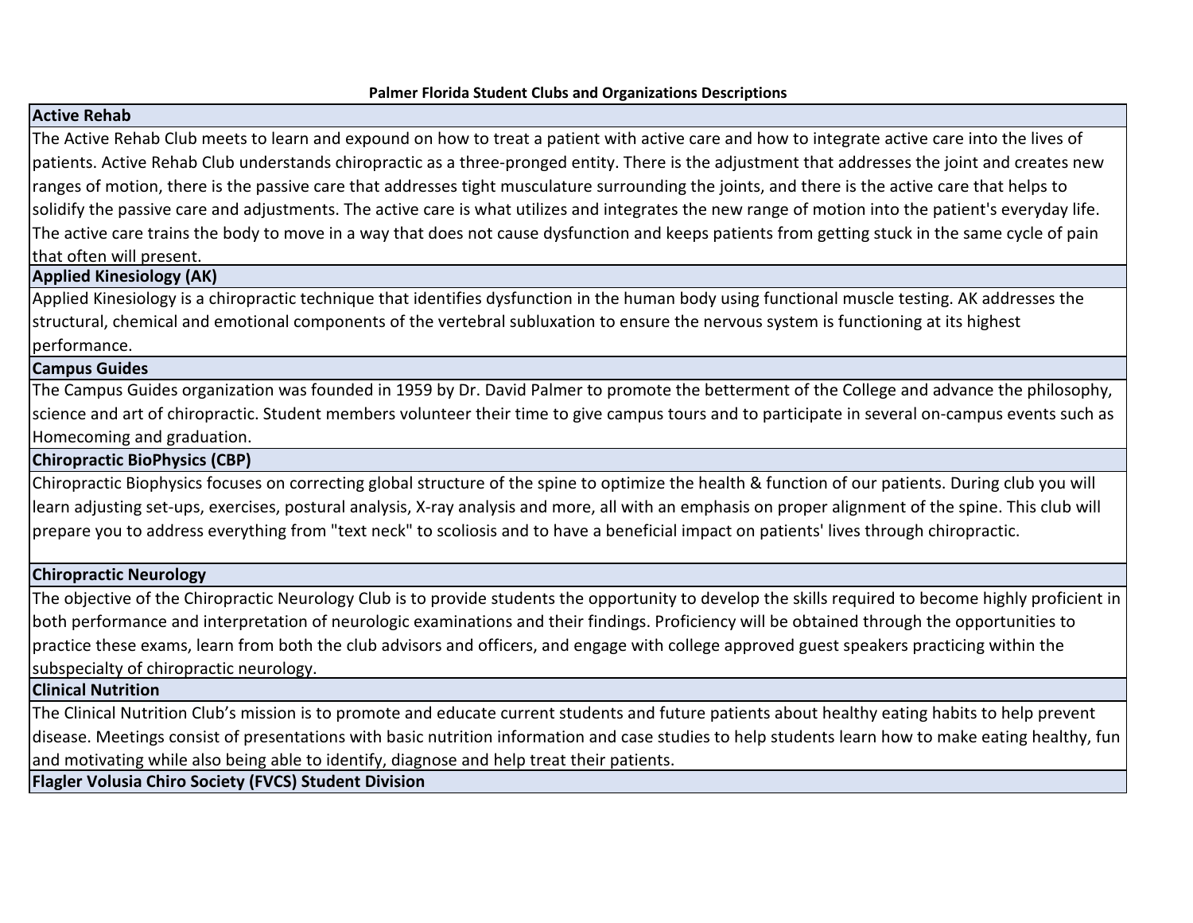**Palmer Florida Student Clubs and Organizations Descriptions**

## Active Rehab

The Active Rehab Club meets to learn and expound on how to treat a patient with active care and how to integrate active care into the lives of patients. Active Rehab Club understands chiropractic as a three-pronged entity. There is the adjustment that addresses the joint and creates new ranges of motion, there is the passive care that addresses tight musculature surrounding the joints, and there is the active care that helps to solidify the passive care and adjustments. The active care is what utilizes and integrates the new range of motion into the patient's everyday life. The active care trains the body to move in a way that does not cause dysfunction and keeps patients from getting stuck in the same cycle of pain that often will present.

## Applied Kinesiology (AK)

Applied Kinesiology is a chiropractic technique that identifies dysfunction in the human body using functional muscle testing. AK addresses the structural, chemical and emotional components of the vertebral subluxation to ensure the nervous system is functioning at its highest performance.

## Campus Guides

The Campus Guides organization was founded in 1959 by Dr. David Palmer to promote the betterment of the College and advance the philosophy, science and art of chiropractic. Student members volunteer their time to give campus tours and to participate in several on-campus events such as Homecoming and graduation.

## Chiropractic BioPhysics (CBP)

Chiropractic Biophysics focuses on correcting global structure of the spine to optimize the health & function of our patients. During club you will learn adjusting set-ups, exercises, postural analysis, X-ray analysis and more, all with an emphasis on proper alignment of the spine. This club will prepare you to address everything from "text neck" to scoliosis and to have a beneficial impact on patients' lives through chiropractic.

## Chiropractic Neurology

The objective of the Chiropractic Neurology Club is to provide students the opportunity to develop the skills required to become highly proficient in both performance and interpretation of neurologic examinations and their findings. Proficiency will be obtained through the opportunities to practice these exams, learn from both the club advisors and officers, and engage with college approved guest speakers practicing within the subspecialty of chiropractic neurology.

## Clinical Nutrition

The Clinical Nutrition Club's mission is to promote and educate current students and future patients about healthy eating habits to help prevent disease. Meetings consist of presentations with basic nutrition information and case studies to help students learn how to make eating healthy, fun and motivating while also being able to identify, diagnose and help treat their patients.

## Flagler Volusia Chiro Society (FVCS) Student Division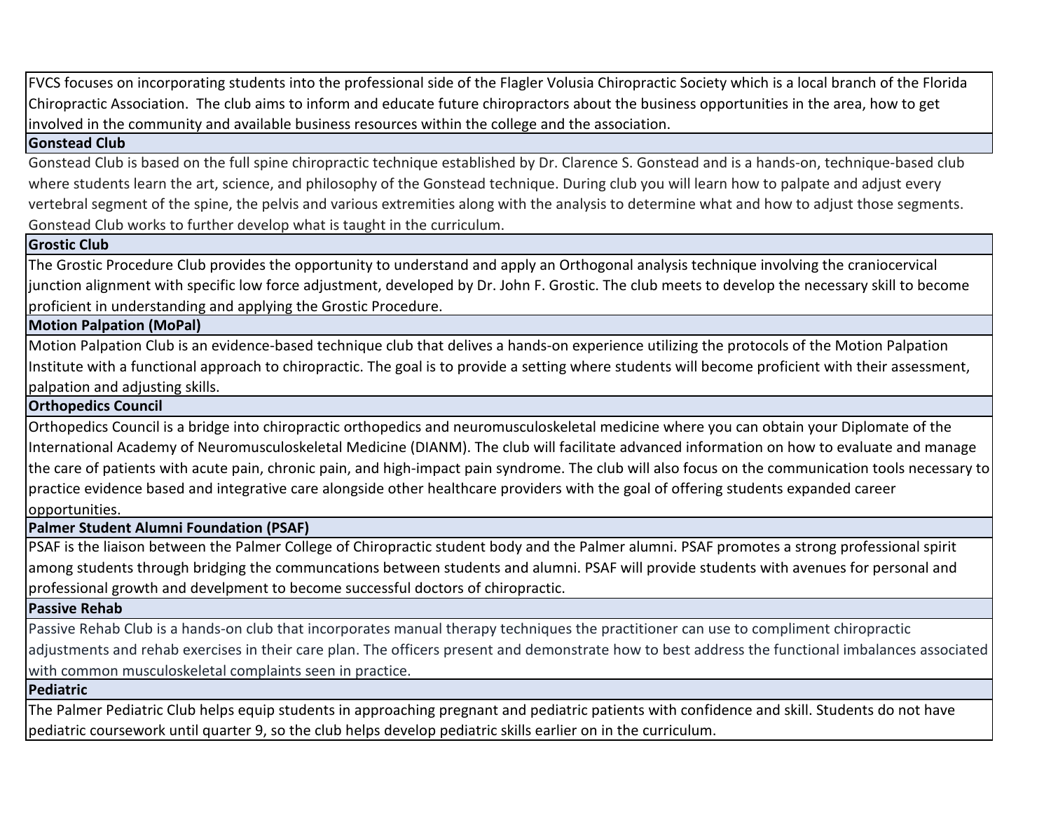FVCS focuses on incorporating students into the professional side of the Flagler Volusia Chiropractic Society which is a local branch of the Florida Chiropractic Association. The club aims to inform and educate future chiropractors about the business opportunities in the area, how to get involved in the community and available business resources within the college and the association.

**Gonstead Club**

Gonstead Club is based on the full spine chiropractic technique established by Dr. Clarence S. Gonstead and is a hands-on, technique-based club where students learn the art, science, and philosophy of the Gonstead technique. During club you will learn how to palpate and adjust every vertebral segment of the spine, the pelvis and various extremities along with the analysis to determine what and how to adjust those segments. Gonstead Club works to further develop what is taught in the curriculum.

**Grostic Club**

The Grostic Procedure Club provides the opportunity to understand and apply an Orthogonal analysis technique involving the craniocervical junction alignment with specific low force adjustment, developed by Dr. John F. Grostic. The club meets to develop the necessary skill to become proficient in understanding and applying the Grostic Procedure.

**Motion Palpation (MoPal)**

Motion Palpation Club is an evidence-based technique club that delivers a hands-on experience utilizing the protocols of the Motion Palpation Institute with a functional approach to chiropractic. The goal is to provide a setting where students will become proficient with their assessment, palpation and adjusting skills.

**Orthopedics Council**

Orthopedics Council is a bridge into chiropractic orthopedics and neuromusculoskeletal medicine where you can obtain your Diplomate of the International Academy of Neuromusculoskeletal Medicine (DIANM). The club will facilitate advanced information on how to evaluate and manage the care of patients with acute pain, chronic pain, and high-impact pain syndrome. The club will also focus on the communication tools necessary to practice evidence based and integrative care alongside other healthcare providers with the goal of offering students expanded career opportunities.

**Palmer Student Alumni Foundation (PSAF)**

PSAF is the liaison between the Palmer College of Chiropractic student body and the Palmer alumni. PSAF promotes a strong professional spirit among students through bridging the communcations between students and alumni. PSAF will provide students with avenues for personal and professional growth and develpment to become successful doctors of chiropractic.

**Passive Rehab**

Passive Rehab Club is a hands-on club that incorporates manual therapy techniques the practitioner can use to compliment chiropractic adjustments and rehab exercises in their care plan. The officers present and demonstrate how to best address the functional imbalances associated with common musculoskeletal complaints seen in practice.

**Pediatric**

The Palmer Pediatric Club helps equip students in approaching pregnant and pediatric patients with confidence and skill. Students do not have pediatric coursework until quarter 9, so the club helps develop pediatric skills earlier on in the curriculum.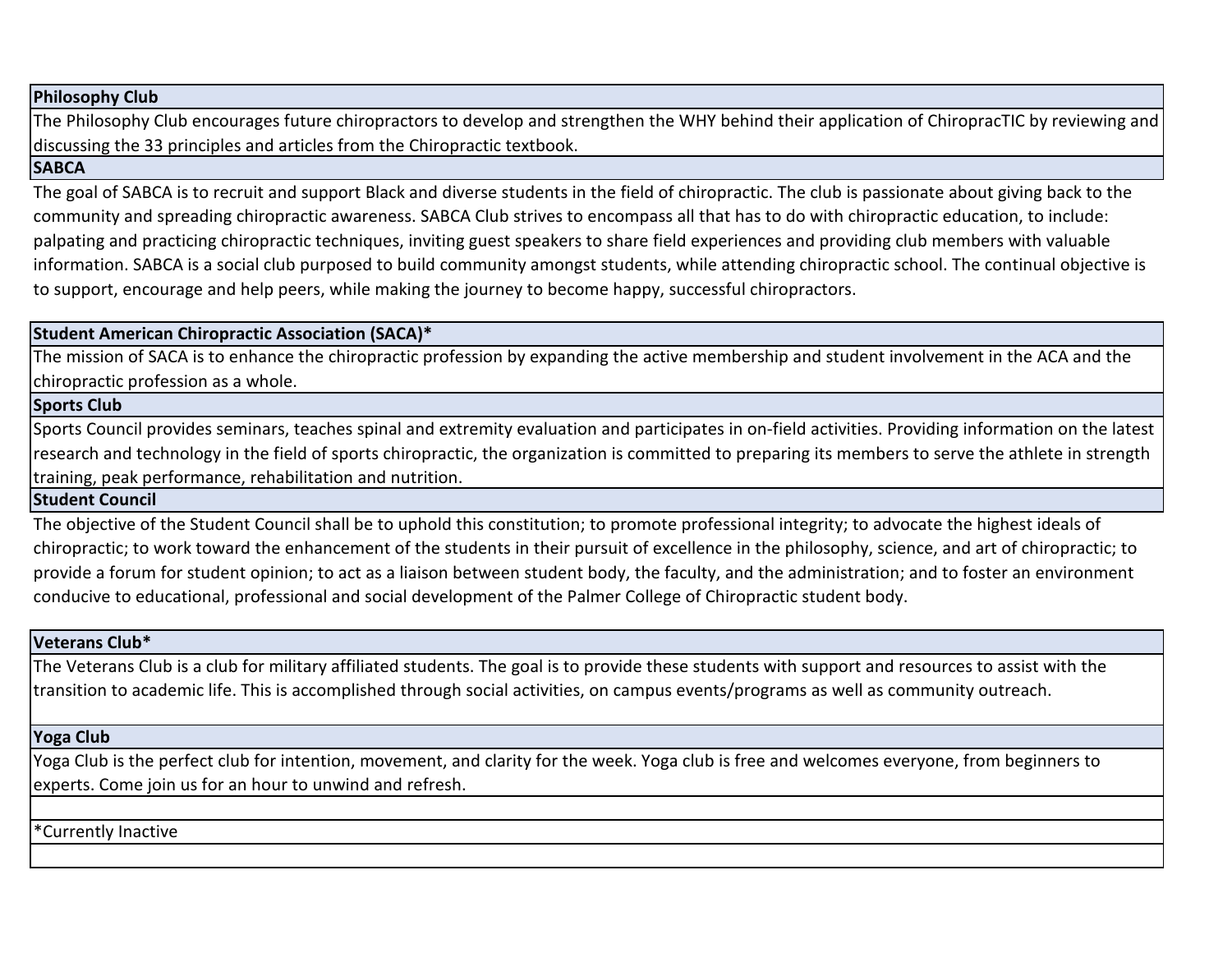**Philosophy Club**

The Philosophy Club encourages future chiropractors to develop and strengthen the WHY behind their application of ChiropracTIC by reviewing and discussing the 33 principles and articles from the Chiropractic textbook.

**SABCA**

The goal of SABCA is to recruit and support Black and diverse students in the field of chiropractic. The club is passionate about giving back to the community and spreading chiropractic awareness. SABCA Club strives to encompass all that has to do with chiropractic education, to include: palpating and practicing chiropractic techniques, inviting guest speakers to share field experiences and providing club members with valuable information. SABCA is a social club purposed to build community amongst students, while attending chiropractic school. The continual objective is to support, encourage and help peers, while making the journey to become happy, successful chiropractors.

**Student American Chiropractic Association (SACA)***

The mission of SACA is to enhance the chiropractic profession by expanding the active membership and student involvement in the ACA and the chiropractic profession as a whole.

**Sports Club**

Sports Council provides seminars, teaches spinal and extremity evaluation and participates in on-field activities. Providing information on the latest research and technology in the field of sports chiropractic, the organization is committed to preparing its members to serve the athlete in strength training, peak performance, rehabilitation and nutrition.

**Student Council**

The objective of the Student Council shall be to uphold this constitution; to promote professional integrity; to advocate the highest ideals of chiropractic; to work toward the enhancement of the students in their pursuit of excellence in the philosophy, science, and art of chiropractic; to provide a forum for student opinion; to act as a liaison between student body, the faculty, and the administration; and to foster an environment conducive to educational, professional and social development of the Palmer College of Chiropractic student body.

**Veterans Club***

The Veterans Club is a club for military affiliated students. The goal is to provide these students with support and resources to assist with the transition to academic life. This is accomplished through social activities, on campus events/programs as well as community outreach.

**Yoga Club**

Yoga Club is the perfect club for intention, movement, and clarity for the week. Yoga club is free and welcomes everyone, from beginners to experts. Come join us for an hour to unwind and refresh.

*Currently Inactive